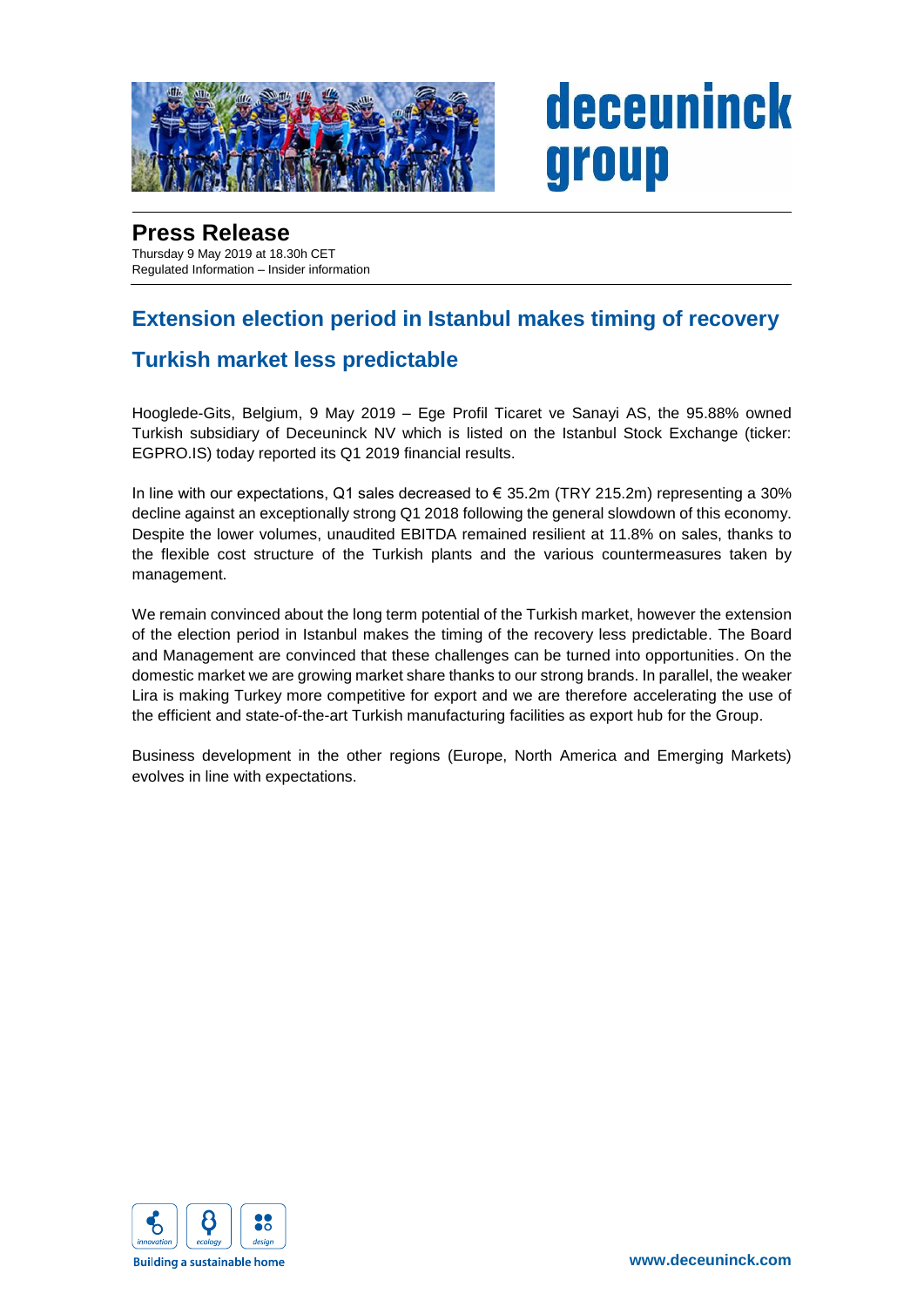deceuninck group

# Press Release

Thursday 9 May 2019 at 18.30h CET
Regulated Information – Insider information

## Extension election period in Istanbul makes timing of recovery Turkish market less predictable

Hooglede-Gits, Belgium, 9 May 2019 – Ege Profil Ticaret ve Sanayi AS, the 95.88% owned Turkish subsidiary of Deceuninck NV which is listed on the Istanbul Stock Exchange (ticker: EGPRO.IS) today reported its Q1 2019 financial results.

In line with our expectations, Q1 sales decreased to € 35.2m (TRY 215.2m) representing a 30% decline against an exceptionally strong Q1 2018 following the general slowdown of this economy. Despite the lower volumes, unaudited EBITDA remained resilient at 11.8% on sales, thanks to the flexible cost structure of the Turkish plants and the various countermeasures taken by management.

We remain convinced about the long term potential of the Turkish market, however the extension of the election period in Istanbul makes the timing of the recovery less predictable. The Board and Management are convinced that these challenges can be turned into opportunities. On the domestic market we are growing market share thanks to our strong brands. In parallel, the weaker Lira is making Turkey more competitive for export and we are therefore accelerating the use of the efficient and state-of-the-art Turkish manufacturing facilities as export hub for the Group.

Business development in the other regions (Europe, North America and Emerging Markets) evolves in line with expectations.

innovation ecology design

Building a sustainable home

www.deceuninck.com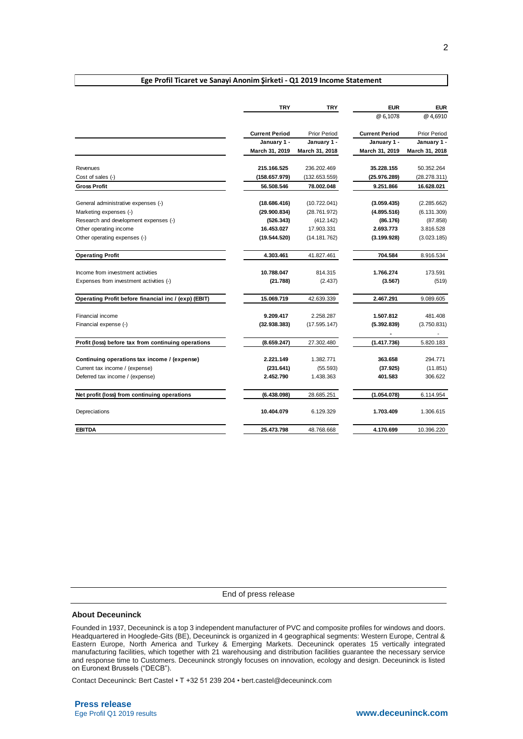## Ege Profil Ticaret ve Sanayi Anonim Şirketi - Q1 2019 Income Statement

| | TRY | TRY | EUR | EUR |
|---|---|---|---|---|
| | | | @ 6,1078 | @ 4,6910 |
| | **Current Period** | Prior Period | **Current Period** | Prior Period |
| | **January 1 - March 31, 2019** | **January 1 - March 31, 2018** | **January 1 - March 31, 2019** | **January 1 - March 31, 2018** |
| Revenues | **215.166.525** | 236.202.469 | **35.228.155** | 50.352.264 |
| Cost of sales (-) | **(158.657.979)** | (132.653.559) | **(25.976.289)** | (28.278.311) |
| **Gross Profit** | **56.508.546** | **78.002.048** | **9.251.866** | **16.628.021** |
| General administrative expenses (-) | **(18.686.416)** | (10.722.041) | **(3.059.435)** | (2.285.662) |
| Marketing expenses (-) | **(29.900.834)** | (28.761.972) | **(4.895.516)** | (6.131.309) |
| Research and development expenses (-) | **(526.343)** | (412.142) | **(86.176)** | (87.858) |
| Other operating income | **16.453.027** | 17.903.331 | **2.693.773** | 3.816.528 |
| Other operating expenses (-) | **(19.544.520)** | (14.181.762) | **(3.199.928)** | (3.023.185) |
| **Operating Profit** | **4.303.461** | 41.827.461 | **704.584** | 8.916.534 |
| Income from investment activities | **10.788.047** | 814.315 | **1.766.274** | 173.591 |
| Expenses from investment activities (-) | **(21.788)** | (2.437) | **(3.567)** | (519) |
| **Operating Profit before financial inc / (exp) (EBIT)** | **15.069.719** | 42.639.339 | **2.467.291** | 9.089.605 |
| Financial income | **9.209.417** | 2.258.287 | **1.507.812** | 481.408 |
| Financial expense (-) | **(32.938.383)** | (17.595.147) | **(5.392.839)** | (3.750.831) |
| | | | **-** | - |
| **Profit (loss) before tax from continuing operations** | **(8.659.247)** | 27.302.480 | **(1.417.736)** | 5.820.183 |
| **Continuing operations tax income / (expense)** | **2.221.149** | 1.382.771 | **363.658** | 294.771 |
| Current tax income / (expense) | **(231.641)** | (55.593) | **(37.925)** | (11.851) |
| Deferred tax income / (expense) | **2.452.790** | 1.438.363 | **401.583** | 306.622 |
| **Net profit (loss) from continuing operations** | **(6.438.098)** | 28.685.251 | **(1.054.078)** | 6.114.954 |
| Depreciations | **10.404.079** | 6.129.329 | **1.703.409** | 1.306.615 |
| **EBITDA** | **25.473.798** | 48.768.668 | **4.170.699** | 10.396.220 |

End of press release

**About Deceuninck**

Founded in 1937, Deceuninck is a top 3 independent manufacturer of PVC and composite profiles for windows and doors. Headquartered in Hooglede-Gits (BE), Deceuninck is organized in 4 geographical segments: Western Europe, Central & Eastern Europe, North America and Turkey & Emerging Markets. Deceuninck operates 15 vertically integrated manufacturing facilities, which together with 21 warehousing and distribution facilities guarantee the necessary service and response time to Customers. Deceuninck strongly focuses on innovation, ecology and design. Deceuninck is listed on Euronext Brussels ("DECB").

Contact Deceuninck: Bert Castel • T +32 51 239 204 • bert.castel@deceuninck.com